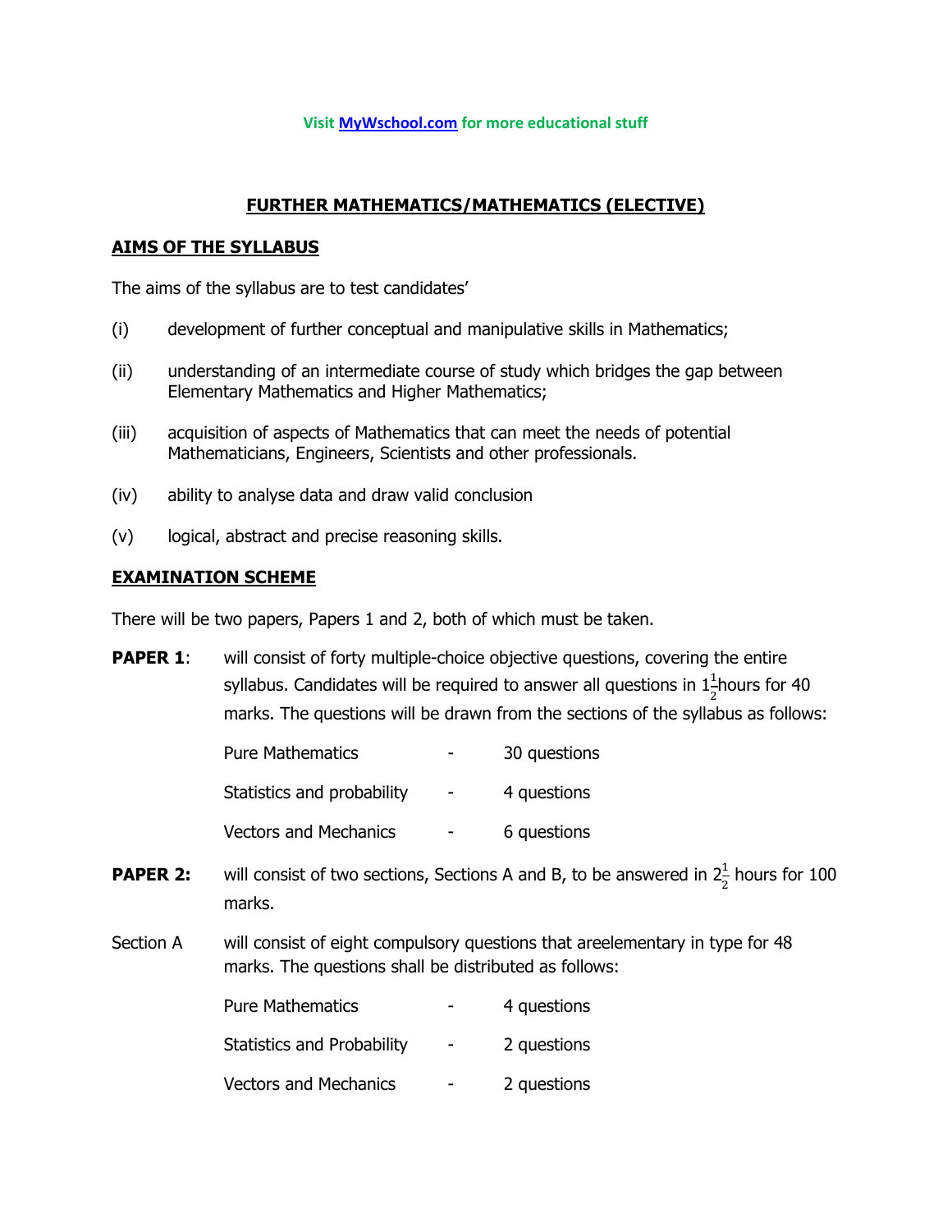Visit [MyWschool.com](https://MyWschool.com) for more educational stuff

# FURTHER MATHEMATICS/MATHEMATICS (ELECTIVE)

## AIMS OF THE SYLLABUS

The aims of the syllabus are to test candidates'

(i) development of further conceptual and manipulative skills in Mathematics;

(ii) understanding of an intermediate course of study which bridges the gap between Elementary Mathematics and Higher Mathematics;

(iii) acquisition of aspects of Mathematics that can meet the needs of potential Mathematicians, Engineers, Scientists and other professionals.

(iv) ability to analyse data and draw valid conclusion

(v) logical, abstract and precise reasoning skills.

## EXAMINATION SCHEME

There will be two papers, Papers 1 and 2, both of which must be taken.

**PAPER 1**: will consist of forty multiple-choice objective questions, covering the entire syllabus. Candidates will be required to answer all questions in $1\frac{1}{2}$hours for 40 marks. The questions will be drawn from the sections of the syllabus as follows:

| | | |
|---|---|---|
| Pure Mathematics | - | 30 questions |
| Statistics and probability | - | 4 questions |
| Vectors and Mechanics | - | 6 questions |

**PAPER 2:** will consist of two sections, Sections A and B, to be answered in $2\frac{1}{2}$ hours for 100 marks.

Section A will consist of eight compulsory questions that areelementary in type for 48 marks. The questions shall be distributed as follows:

| | | |
|---|---|---|
| Pure Mathematics | - | 4 questions |
| Statistics and Probability | - | 2 questions |
| Vectors and Mechanics | - | 2 questions |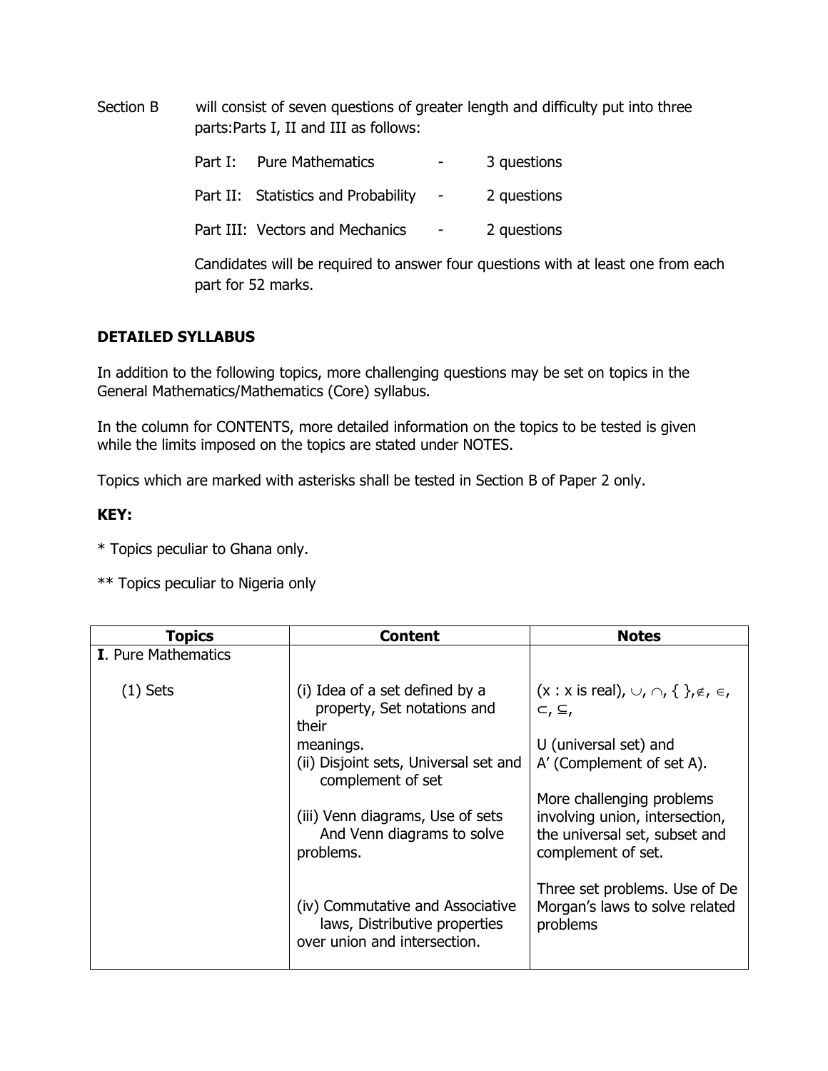Section B will consist of seven questions of greater length and difficulty put into three parts:Parts I, II and III as follows:

Part I: Pure Mathematics - 3 questions

Part II: Statistics and Probability - 2 questions

Part III: Vectors and Mechanics - 2 questions

Candidates will be required to answer four questions with at least one from each part for 52 marks.

**DETAILED SYLLABUS**

In addition to the following topics, more challenging questions may be set on topics in the General Mathematics/Mathematics (Core) syllabus.

In the column for CONTENTS, more detailed information on the topics to be tested is given while the limits imposed on the topics are stated under NOTES.

Topics which are marked with asterisks shall be tested in Section B of Paper 2 only.

**KEY:**

* Topics peculiar to Ghana only.

** Topics peculiar to Nigeria only

| Topics | Content | Notes |
| --- | --- | --- |
| **I**. Pure Mathematics | | |
| (1) Sets | (i) Idea of a set defined by a property, Set notations and their meanings.<br>(ii) Disjoint sets, Universal set and complement of set<br>(iii) Venn diagrams, Use of sets And Venn diagrams to solve problems.<br>(iv) Commutative and Associative laws, Distributive properties over union and intersection. | (x : x is real), $\cup$, $\cap$, { }, $\notin$, $\in$, $\subset$, $\subseteq$,<br>U (universal set) and A' (Complement of set A).<br>More challenging problems involving union, intersection, the universal set, subset and complement of set.<br>Three set problems. Use of De Morgan's laws to solve related problems |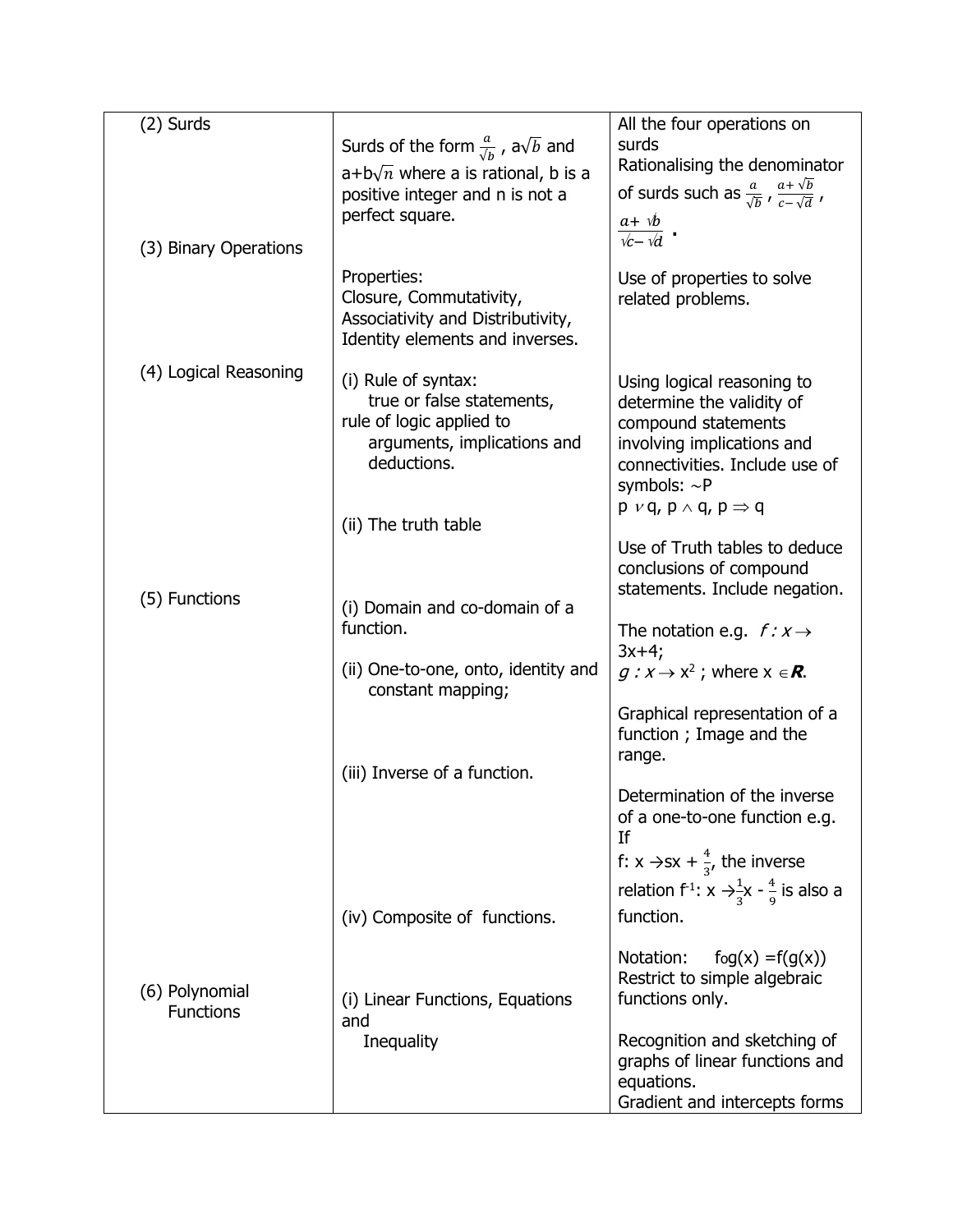| | | |
|---|---|---|
| (2) Surds | Surds of the form $\frac{a}{\sqrt{b}}$ , $a\sqrt{b}$ and $a+b\sqrt{n}$ where a is rational, b is a positive integer and n is not a perfect square. | All the four operations on surds<br>Rationalising the denominator of surds such as $\frac{a}{\sqrt{b}}$ , $\frac{a+\sqrt{b}}{c-\sqrt{d}}$ , $\frac{a+\sqrt{b}}{\sqrt{c}-\sqrt{d}}$ . |
| (3) Binary Operations | Properties:<br>Closure, Commutativity, Associativity and Distributivity, Identity elements and inverses. | Use of properties to solve related problems. |
| (4) Logical Reasoning | (i) Rule of syntax:<br>true or false statements,<br>rule of logic applied to arguments, implications and deductions.<br><br>(ii) The truth table | Using logical reasoning to determine the validity of compound statements involving implications and connectivities. Include use of symbols: $\sim P$<br>$p \vee q$, $p \wedge q$, $p \Rightarrow q$<br><br>Use of Truth tables to deduce conclusions of compound statements. Include negation. |
| (5) Functions | (i) Domain and co-domain of a function.<br><br>(ii) One-to-one, onto, identity and constant mapping;<br><br>(iii) Inverse of a function.<br><br>(iv) Composite of functions. | The notation e.g. $f: x \rightarrow 3x+4$;<br>$g: x \rightarrow x^2$ ; where $x \in \mathbf{R}$.<br><br>Graphical representation of a function ; Image and the range.<br><br>Determination of the inverse of a one-to-one function e.g. If<br>f: $x \rightarrow sx + \frac{4}{3}$, the inverse relation $f^{-1}$: $x \rightarrow \frac{1}{3}x - \frac{4}{9}$ is also a function.<br><br>Notation: $f \circ g(x) = f(g(x))$<br>Restrict to simple algebraic functions only. |
| (6) Polynomial Functions | (i) Linear Functions, Equations and Inequality | Recognition and sketching of graphs of linear functions and equations.<br>Gradient and intercepts forms |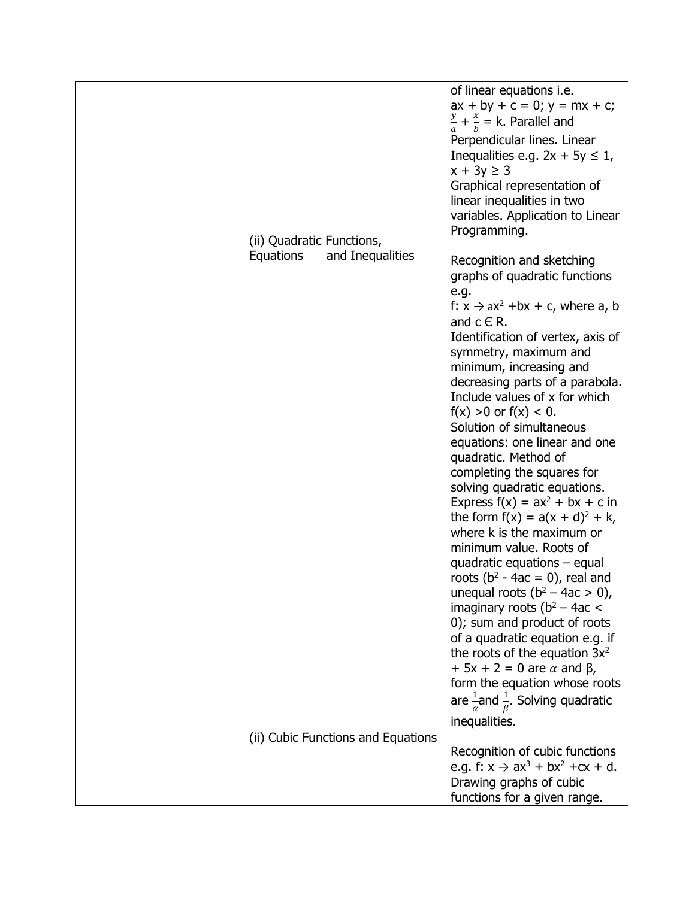| | | |
|---|---|---|
| | | of linear equations i.e. $ax + by + c = 0$; $y = mx + c$; $\frac{y}{a} + \frac{x}{b} = k$. Parallel and Perpendicular lines. Linear Inequalities e.g. $2x + 5y \leq 1$, $x + 3y \geq 3$ Graphical representation of linear inequalities in two variables. Application to Linear Programming. |
| | (ii) Quadratic Functions, Equations and Inequalities | Recognition and sketching graphs of quadratic functions e.g. $f: x \rightarrow ax^2 + bx + c$, where a, b and $c \in R$. Identification of vertex, axis of symmetry, maximum and minimum, increasing and decreasing parts of a parabola. Include values of x for which $f(x) > 0$ or $f(x) < 0$. Solution of simultaneous equations: one linear and one quadratic. Method of completing the squares for solving quadratic equations. Express $f(x) = ax^2 + bx + c$ in the form $f(x) = a(x + d)^2 + k$, where k is the maximum or minimum value. Roots of quadratic equations – equal roots ($b^2 - 4ac = 0$), real and unequal roots ($b^2 – 4ac > 0$), imaginary roots ($b^2 – 4ac < 0$); sum and product of roots of a quadratic equation e.g. if the roots of the equation $3x^2 + 5x + 2 = 0$ are $\alpha$ and $\beta$, form the equation whose roots are $\frac{1}{\alpha}$ and $\frac{1}{\beta}$. Solving quadratic inequalities. |
| | (ii) Cubic Functions and Equations | Recognition of cubic functions e.g. $f: x \rightarrow ax^3 + bx^2 + cx + d$. Drawing graphs of cubic functions for a given range. |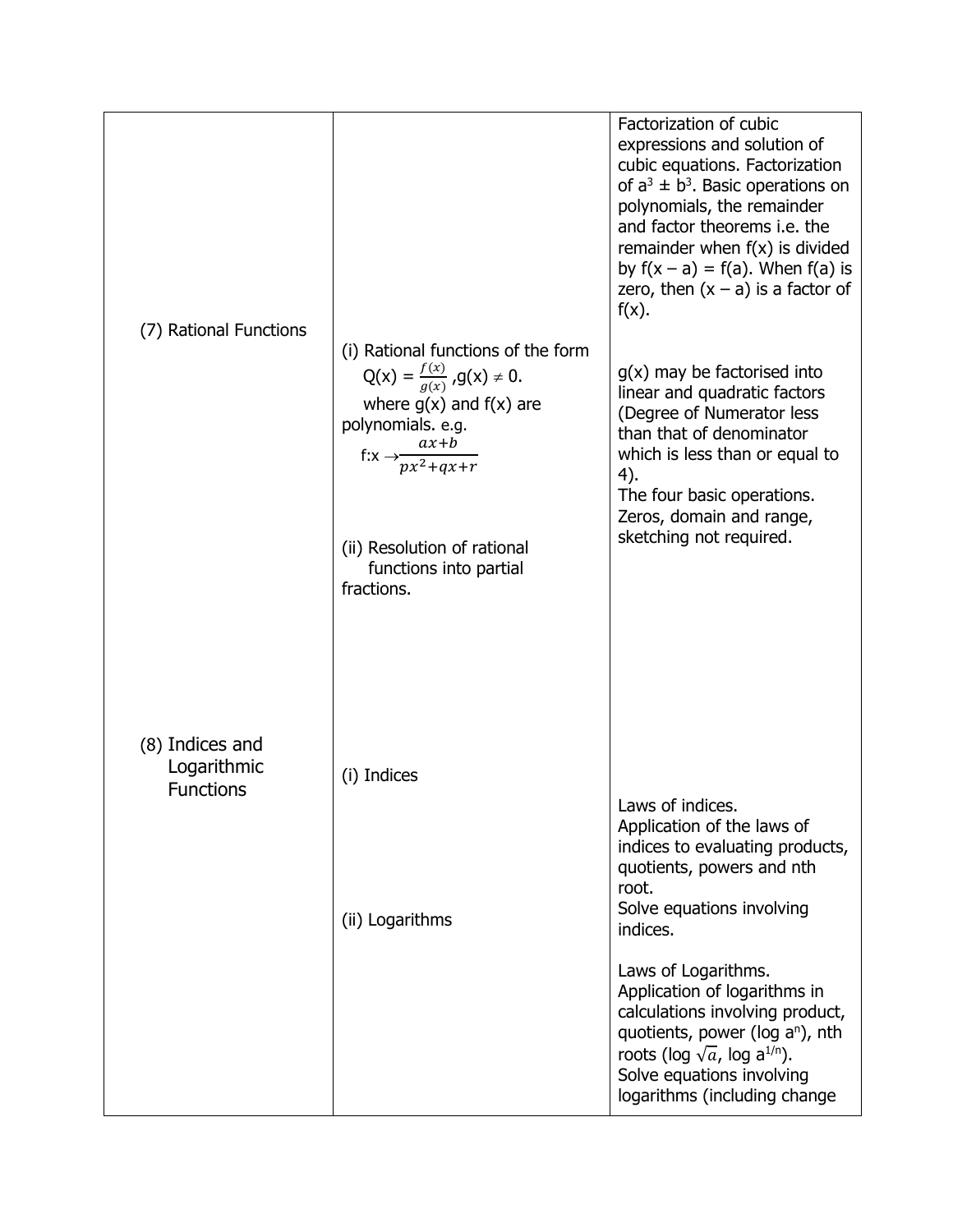| | | |
|---|---|---|
| (7) Rational Functions | (i) Rational functions of the form $Q(x) = \frac{f(x)}{g(x)}$, $g(x) \neq 0$. where g(x) and f(x) are polynomials. e.g. $f{:}x \rightarrow \frac{ax+b}{px^2+qx+r}$<br><br>(ii) Resolution of rational functions into partial fractions. | Factorization of cubic expressions and solution of cubic equations. Factorization of $a^3 \pm b^3$. Basic operations on polynomials, the remainder and factor theorems i.e. the remainder when f(x) is divided by $f(x - a) = f(a)$. When f(a) is zero, then $(x - a)$ is a factor of f(x).<br><br>g(x) may be factorised into linear and quadratic factors (Degree of Numerator less than that of denominator which is less than or equal to 4).<br>The four basic operations.<br>Zeros, domain and range, sketching not required. |
| (8) Indices and Logarithmic Functions | (i) Indices<br><br>(ii) Logarithms | Laws of indices.<br>Application of the laws of indices to evaluating products, quotients, powers and nth root.<br>Solve equations involving indices.<br><br>Laws of Logarithms.<br>Application of logarithms in calculations involving product, quotients, power ($\log a^n$), nth roots ($\log \sqrt{a}$, $\log a^{1/n}$).<br>Solve equations involving logarithms (including change |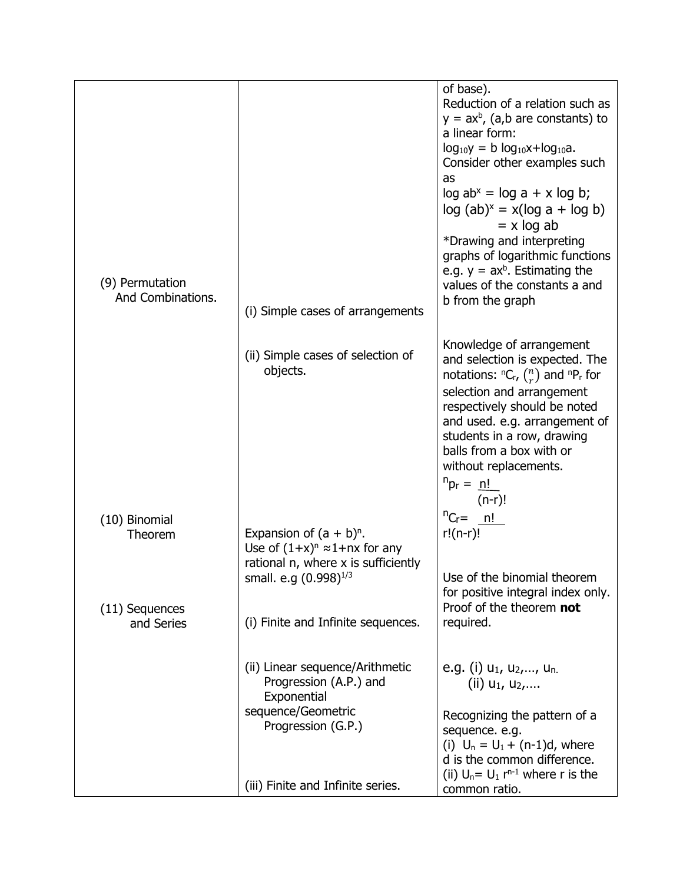| | | |
|---|---|---|
| | | of base). Reduction of a relation such as $y = ax^b$, (a,b are constants) to a linear form: $\log_{10}y = b \log_{10}x + \log_{10}a$. Consider other examples such as $\log ab^x = \log a + x \log b$; $\log (ab)^x = x(\log a + \log b) = x \log ab$ *Drawing and interpreting graphs of logarithmic functions e.g. $y = ax^b$. Estimating the values of the constants a and b from the graph |
| (9) Permutation And Combinations. | (i) Simple cases of arrangements | |
| | (ii) Simple cases of selection of objects. | Knowledge of arrangement and selection is expected. The notations: ${}^nC_r$, $\binom{n}{r}$ and ${}^nP_r$ for selection and arrangement respectively should be noted and used. e.g. arrangement of students in a row, drawing balls from a box with or without replacements. ${}^np_r = \frac{n!}{(n-r)!}$ ${}^nC_r = \frac{n!}{r!(n-r)!}$ |
| (10) Binomial Theorem | Expansion of $(a + b)^n$. Use of $(1+x)^n \approx 1+nx$ for any rational n, where x is sufficiently small. e.g $(0.998)^{1/3}$ | Use of the binomial theorem for positive integral index only. Proof of the theorem **not** required. |
| (11) Sequences and Series | (i) Finite and Infinite sequences. | |
| | (ii) Linear sequence/Arithmetic Progression (A.P.) and Exponential sequence/Geometric Progression (G.P.) | e.g. (i) $u_1, u_2, \ldots, u_n$. (ii) $u_1, u_2, \ldots$. Recognizing the pattern of a sequence. e.g. (i) $U_n = U_1 + (n-1)d$, where d is the common difference. (ii) $U_n = U_1 r^{n-1}$ where r is the common ratio. |
| | (iii) Finite and Infinite series. | |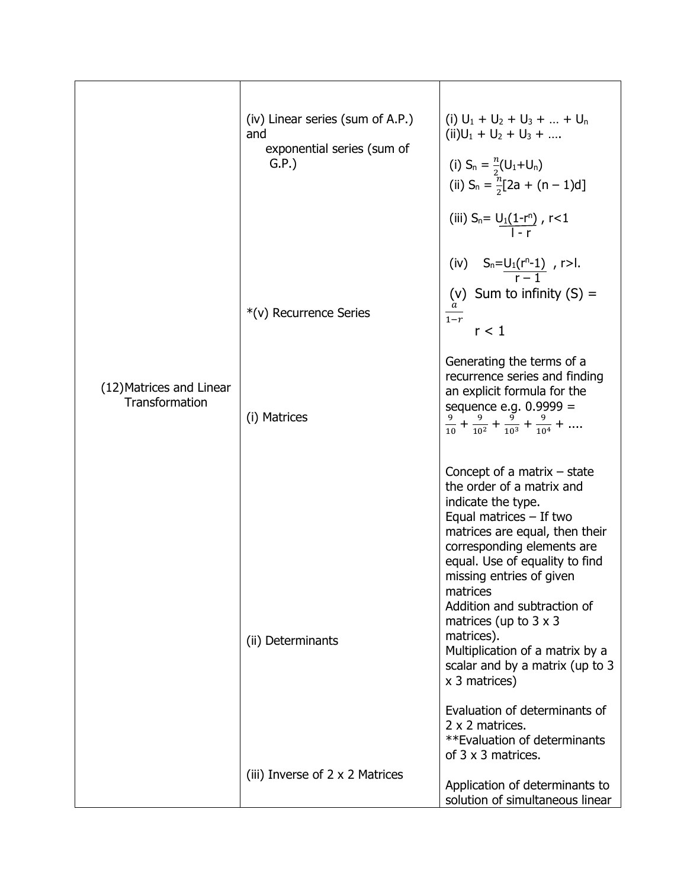| | | |
|---|---|---|
| (12) Matrices and Linear Transformation | (iv) Linear series (sum of A.P.) and exponential series (sum of G.P.)<br><br>*(v) Recurrence Series<br><br>(i) Matrices<br><br>(ii) Determinants<br><br>(iii) Inverse of 2 x 2 Matrices | (i) $U_1 + U_2 + U_3 + \ldots + U_n$<br>(ii) $U_1 + U_2 + U_3 + \ldots$<br>(i) $S_n = \frac{n}{2}(U_1+U_n)$<br>(ii) $S_n = \frac{n}{2}[2a + (n-1)d]$<br>(iii) $S_n = \frac{U_1(1-r^n)}{1-r}$, $r<1$<br>(iv) $S_n = \frac{U_1(r^n-1)}{r-1}$, $r>1$.<br>(v) Sum to infinity (S) = $\frac{a}{1-r}$ $r < 1$<br><br>Generating the terms of a recurrence series and finding an explicit formula for the sequence e.g. $0.9999 = \frac{9}{10} + \frac{9}{10^2} + \frac{9}{10^3} + \frac{9}{10^4} + \ldots$<br><br>Concept of a matrix – state the order of a matrix and indicate the type.<br>Equal matrices – If two matrices are equal, then their corresponding elements are equal. Use of equality to find missing entries of given matrices<br>Addition and subtraction of matrices (up to 3 x 3 matrices).<br>Multiplication of a matrix by a scalar and by a matrix (up to 3 x 3 matrices)<br><br>Evaluation of determinants of 2 x 2 matrices.<br>**Evaluation of determinants of 3 x 3 matrices.<br><br>Application of determinants to solution of simultaneous linear |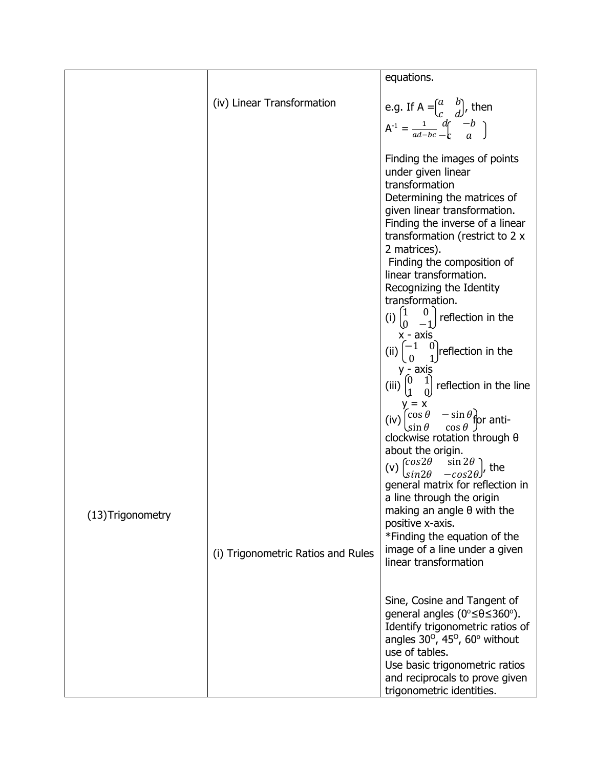|  |  |  |
|---|---|---|
|  | (iv) Linear Transformation | equations.<br><br>e.g. If A = $\begin{pmatrix} a & b \\ c & d \end{pmatrix}$, then $A^{-1} = \frac{1}{ad-bc}\begin{pmatrix} d & -b \\ -c & a \end{pmatrix}$<br><br>Finding the images of points under given linear transformation<br>Determining the matrices of given linear transformation.<br>Finding the inverse of a linear transformation (restrict to 2 x 2 matrices).<br>Finding the composition of linear transformation.<br>Recognizing the Identity transformation.<br>(i) $\begin{pmatrix} 1 & 0 \\ 0 & -1 \end{pmatrix}$ reflection in the x - axis<br>(ii) $\begin{pmatrix} -1 & 0 \\ 0 & 1 \end{pmatrix}$ reflection in the y - axis<br>(iii) $\begin{pmatrix} 0 & 1 \\ 1 & 0 \end{pmatrix}$ reflection in the line y = x<br>(iv) $\begin{pmatrix} \cos\theta & -\sin\theta \\ \sin\theta & \cos\theta \end{pmatrix}$ for anti-clockwise rotation through θ about the origin.<br>(v) $\begin{pmatrix} \cos 2\theta & \sin 2\theta \\ \sin 2\theta & -\cos 2\theta \end{pmatrix}$, the general matrix for reflection in a line through the origin making an angle θ with the positive x-axis.<br>*Finding the equation of the image of a line under a given linear transformation |
| (13)Trigonometry | (i) Trigonometric Ratios and Rules | Sine, Cosine and Tangent of general angles ($0^{\circ} \leq \theta \leq 360^{\circ}$).<br>Identify trigonometric ratios of angles $30^{\circ}$, $45^{\circ}$, $60^{\circ}$ without use of tables.<br>Use basic trigonometric ratios and reciprocals to prove given trigonometric identities. |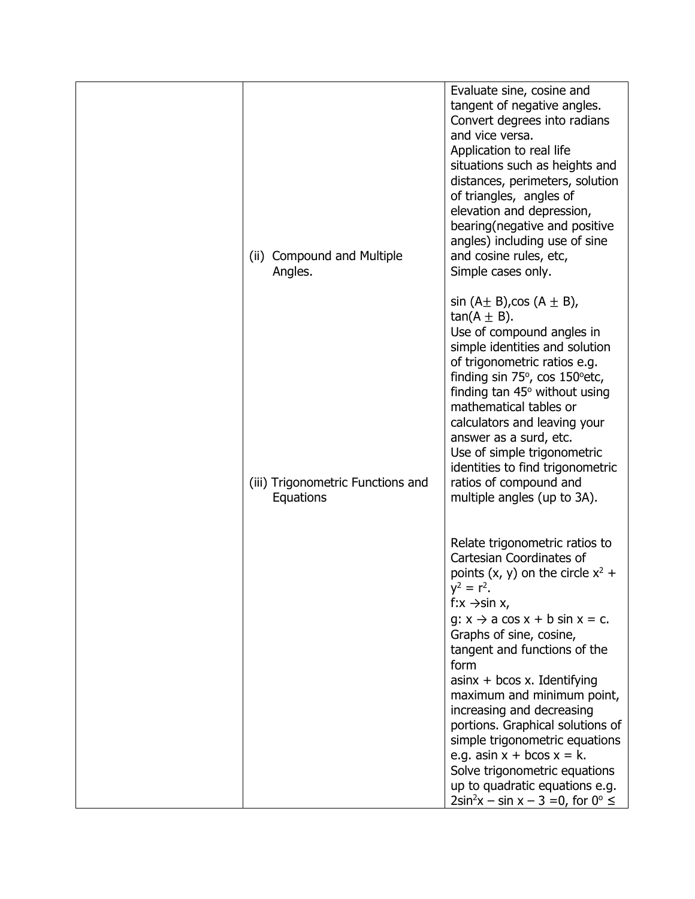| | | |
|---|---|---|
| | (ii) Compound and Multiple Angles. | Evaluate sine, cosine and tangent of negative angles. Convert degrees into radians and vice versa. Application to real life situations such as heights and distances, perimeters, solution of triangles, angles of elevation and depression, bearing(negative and positive angles) including use of sine and cosine rules, etc, Simple cases only. |
| | | $\sin(A \pm B)$, $\cos(A \pm B)$, $\tan(A \pm B)$. Use of compound angles in simple identities and solution of trigonometric ratios e.g. finding $\sin 75^\circ$, $\cos 150^\circ$etc, finding $\tan 45^\circ$ without using mathematical tables or calculators and leaving your answer as a surd, etc. Use of simple trigonometric identities to find trigonometric ratios of compound and multiple angles (up to 3A). |
| | (iii) Trigonometric Functions and Equations | Relate trigonometric ratios to Cartesian Coordinates of points (x, y) on the circle $x^2 + y^2 = r^2$. $f: x \rightarrow \sin x$, $g: x \rightarrow a \cos x + b \sin x = c$. Graphs of sine, cosine, tangent and functions of the form $a\sin x + b\cos x$. Identifying maximum and minimum point, increasing and decreasing portions. Graphical solutions of simple trigonometric equations e.g. $a\sin x + b\cos x = k$. Solve trigonometric equations up to quadratic equations e.g. $2\sin^2 x - \sin x - 3 = 0$, for $0^\circ \leq$ |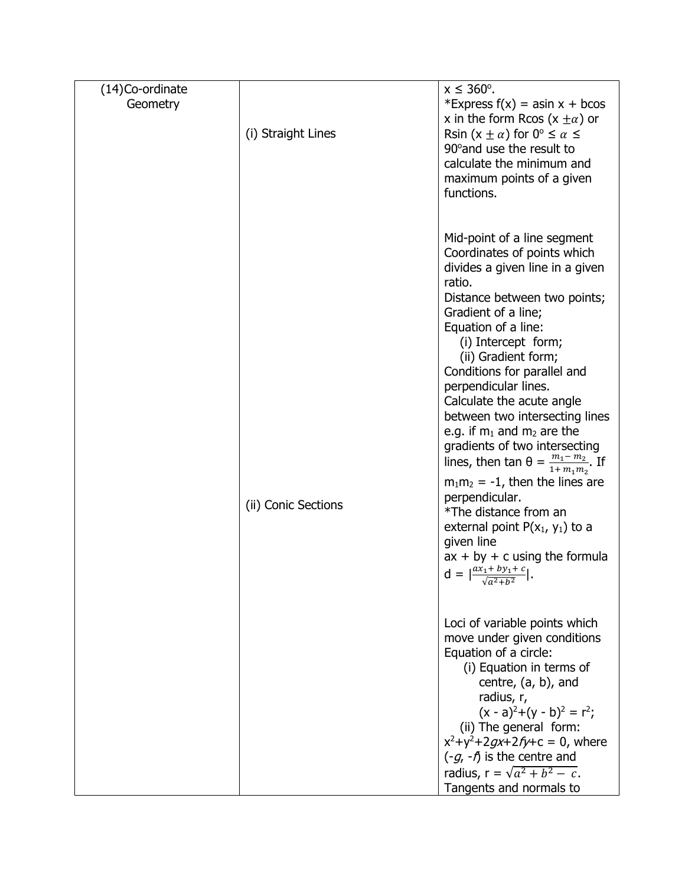| | | |
|---|---|---|
| (14) Co-ordinate Geometry | (i) Straight Lines<br><br>(ii) Conic Sections | $x \leq 360^{o}$.<br>*Express $f(x) = a\sin x + b\cos x$ in the form $R\cos(x \pm \alpha)$ or $R\sin(x \pm \alpha)$ for $0^{o} \leq \alpha \leq 90^{o}$ and use the result to calculate the minimum and maximum points of a given functions.<br><br>Mid-point of a line segment<br>Coordinates of points which divides a given line in a given ratio.<br>Distance between two points;<br>Gradient of a line;<br>Equation of a line:<br>(i) Intercept form;<br>(ii) Gradient form;<br>Conditions for parallel and perpendicular lines.<br>Calculate the acute angle between two intersecting lines e.g. if $m_1$ and $m_2$ are the gradients of two intersecting lines, then $\tan\theta = \frac{m_1 - m_2}{1 + m_1 m_2}$. If $m_1 m_2 = -1$, then the lines are perpendicular.<br>*The distance from an external point $P(x_1, y_1)$ to a given line $ax + by + c$ using the formula $d = \lvert\frac{ax_1 + by_1 + c}{\sqrt{a^2+b^2}}\rvert$.<br><br>Loci of variable points which move under given conditions<br>Equation of a circle:<br>(i) Equation in terms of centre, (a, b), and radius, r, $(x - a)^2+(y - b)^2 = r^2$;<br>(ii) The general form: $x^2+y^2+2gx+2fy+c = 0$, where $(-g, -f)$ is the centre and radius, $r = \sqrt{a^2 + b^2 - c}$.<br>Tangents and normals to |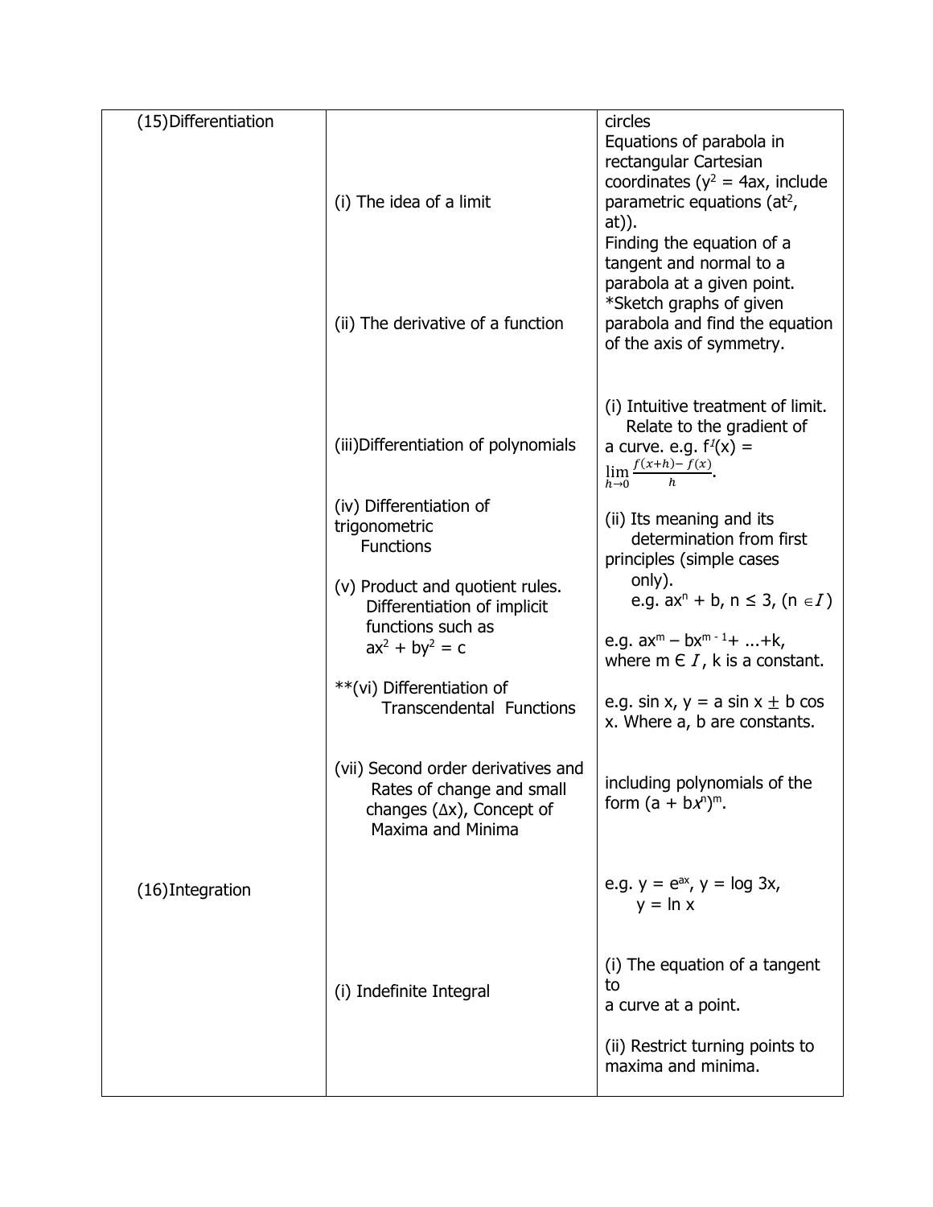| | | |
|---|---|---|
| (15) Differentiation | (i) The idea of a limit<br><br>(ii) The derivative of a function<br><br>(iii) Differentiation of polynomials<br><br>(iv) Differentiation of trigonometric Functions<br><br>(v) Product and quotient rules. Differentiation of implicit functions such as $ax^2 + by^2 = c$<br><br>**(vi) Differentiation of Transcendental Functions<br><br>(vii) Second order derivatives and Rates of change and small changes ($\Delta x$), Concept of Maxima and Minima | circles<br>Equations of parabola in rectangular Cartesian coordinates ($y^2 = 4ax$, include parametric equations ($at^2$, $at$)).<br>Finding the equation of a tangent and normal to a parabola at a given point.<br>*Sketch graphs of given parabola and find the equation of the axis of symmetry.<br><br>(i) Intuitive treatment of limit. Relate to the gradient of a curve. e.g. $f^1(x) = \lim_{h \to 0} \frac{f(x+h) - f(x)}{h}$.<br><br>(ii) Its meaning and its determination from first principles (simple cases only).<br>e.g. $ax^n + b$, $n \leq 3$, ($n \in I$)<br><br>e.g. $ax^m - bx^{m-1} + ... + k$, where $m \in I$, k is a constant.<br><br>e.g. $\sin x$, $y = a \sin x \pm b \cos x$. Where a, b are constants.<br><br>including polynomials of the form $(a + bx^n)^m$.<br><br>e.g. $y = e^{ax}$, $y = \log 3x$, $y = \ln x$<br><br>(i) The equation of a tangent to a curve at a point.<br><br>(ii) Restrict turning points to maxima and minima. |
| (16) Integration | (i) Indefinite Integral | |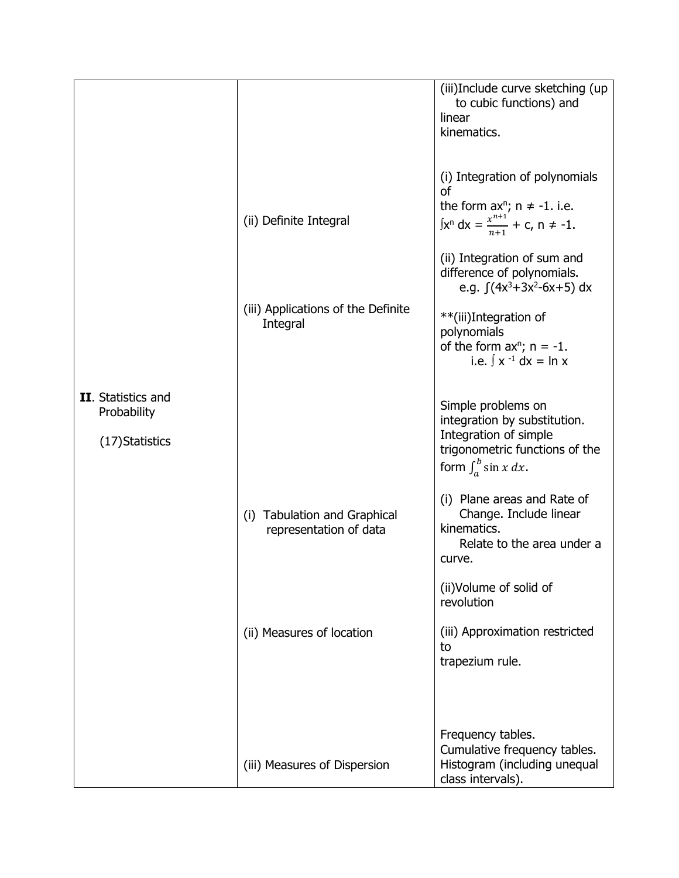| | | |
|---|---|---|
| | | (iii)Include curve sketching (up to cubic functions) and linear kinematics. |
| | (ii) Definite Integral | (i) Integration of polynomials of the form $ax^n$; $n \neq -1$. i.e. $\int x^n\, dx = \frac{x^{n+1}}{n+1} + c$, $n \neq -1$. |
| | | (ii) Integration of sum and difference of polynomials. e.g. $\int(4x^3+3x^2-6x+5)\, dx$ |
| | (iii) Applications of the Definite Integral | **(iii)Integration of polynomials of the form $ax^n$; $n = -1$. i.e. $\int x^{-1}\, dx = \ln x$ |
| **II**. Statistics and Probability<br><br>(17)Statistics | | Simple problems on integration by substitution. Integration of simple trigonometric functions of the form $\int_a^b \sin x\, dx$. |
| | (i) Tabulation and Graphical representation of data | (i) Plane areas and Rate of Change. Include linear kinematics. Relate to the area under a curve. |
| | | (ii)Volume of solid of revolution |
| | (ii) Measures of location | (iii) Approximation restricted to trapezium rule. |
| | (iii) Measures of Dispersion | Frequency tables. Cumulative frequency tables. Histogram (including unequal class intervals). |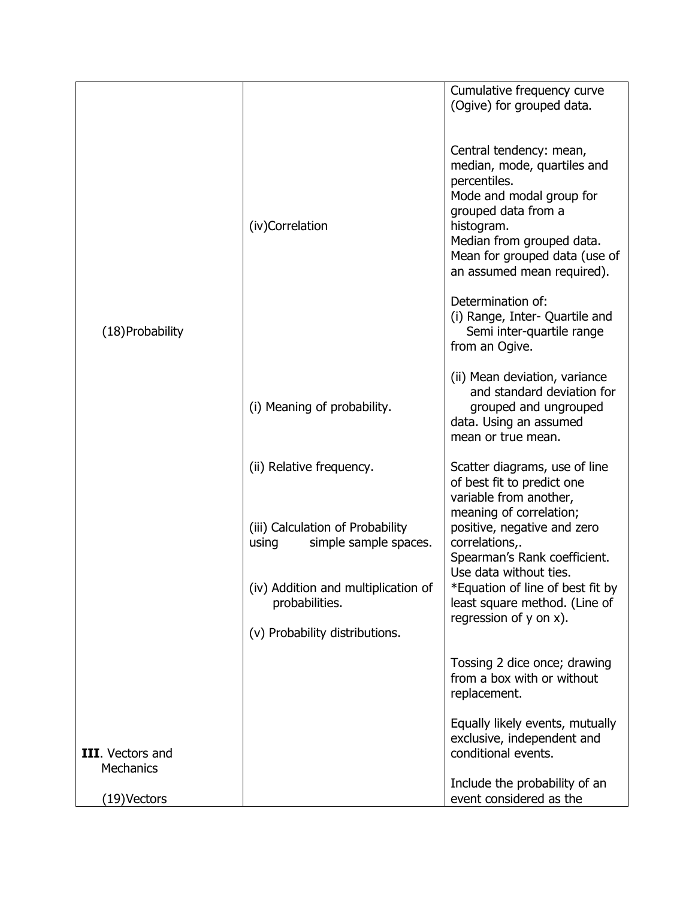| | | |
|---|---|---|
| | | Cumulative frequency curve (Ogive) for grouped data. |
| | (iv)Correlation | Central tendency: mean, median, mode, quartiles and percentiles.<br>Mode and modal group for grouped data from a histogram.<br>Median from grouped data.<br>Mean for grouped data (use of an assumed mean required). |
| (18)Probability | | Determination of:<br>(i) Range, Inter- Quartile and Semi inter-quartile range from an Ogive. |
| | (i) Meaning of probability. | (ii) Mean deviation, variance and standard deviation for grouped and ungrouped data. Using an assumed mean or true mean. |
| | (ii) Relative frequency.<br><br>(iii) Calculation of Probability using simple sample spaces.<br><br>(iv) Addition and multiplication of probabilities.<br><br>(v) Probability distributions. | Scatter diagrams, use of line of best fit to predict one variable from another, meaning of correlation; positive, negative and zero correlations,.<br>Spearman's Rank coefficient. Use data without ties.<br>*Equation of line of best fit by least square method. (Line of regression of y on x). |
| | | Tossing 2 dice once; drawing from a box with or without replacement. |
| **III**. Vectors and Mechanics | | Equally likely events, mutually exclusive, independent and conditional events. |
| (19)Vectors | | Include the probability of an event considered as the |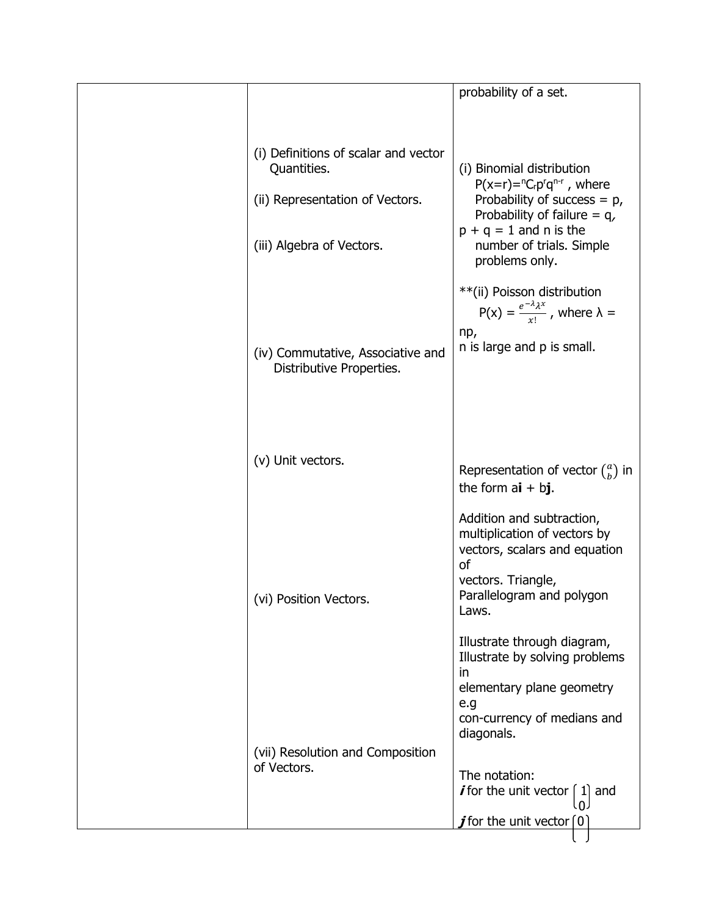| | | |
|---|---|---|
| | | probability of a set. |
| | (i) Definitions of scalar and vector Quantities.<br><br>(ii) Representation of Vectors.<br><br>(iii) Algebra of Vectors.<br><br>(iv) Commutative, Associative and Distributive Properties. | (i) Binomial distribution $P(x=r)={}^nC_r p^r q^{n-r}$ , where Probability of success = p, Probability of failure = q, p + q = 1 and n is the number of trials. Simple problems only.<br><br>**(ii) Poisson distribution $P(x) = \frac{e^{-\lambda}\lambda^x}{x!}$ , where λ = np, n is large and p is small. |
| | (v) Unit vectors.<br><br>(vi) Position Vectors.<br><br>(vii) Resolution and Composition of Vectors. | Representation of vector $\binom{a}{b}$ in the form a**i** + b**j**.<br><br>Addition and subtraction, multiplication of vectors by vectors, scalars and equation of vectors. Triangle, Parallelogram and polygon Laws.<br><br>Illustrate through diagram, Illustrate by solving problems in elementary plane geometry e.g con-currency of medians and diagonals.<br><br>The notation: ***i*** for the unit vector $\begin{pmatrix}1\\0\end{pmatrix}$ and ***j*** for the unit vector $\begin{pmatrix}0\\ \end{pmatrix}$ |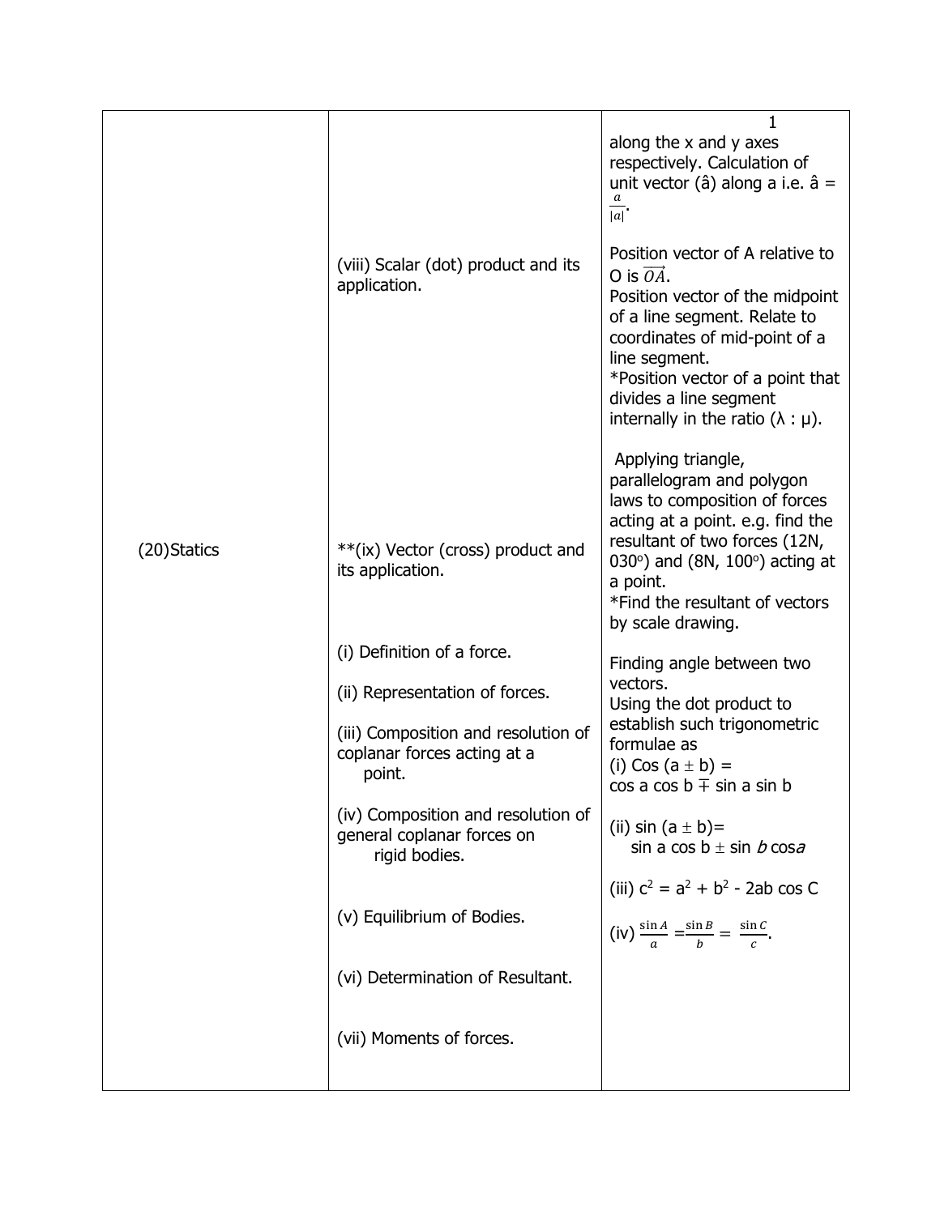| | | |
|---|---|---|
| (20)Statics | (viii) Scalar (dot) product and its application.<br><br>**(ix) Vector (cross) product and its application.<br><br>(i) Definition of a force.<br><br>(ii) Representation of forces.<br><br>(iii) Composition and resolution of coplanar forces acting at a point.<br><br>(iv) Composition and resolution of general coplanar forces on rigid bodies.<br><br>(v) Equilibrium of Bodies.<br><br>(vi) Determination of Resultant.<br><br>(vii) Moments of forces. | 1<br>along the x and y axes respectively. Calculation of unit vector (â) along a i.e. $\hat{a} = \frac{a}{\|a\|}$.<br><br>Position vector of A relative to O is $\overrightarrow{OA}$.<br>Position vector of the midpoint of a line segment. Relate to coordinates of mid-point of a line segment.<br>*Position vector of a point that divides a line segment internally in the ratio (λ : μ).<br><br>Applying triangle, parallelogram and polygon laws to composition of forces acting at a point. e.g. find the resultant of two forces (12N, 030°) and (8N, 100°) acting at a point.<br>*Find the resultant of vectors by scale drawing.<br><br>Finding angle between two vectors.<br>Using the dot product to establish such trigonometric formulae as<br>(i) $\cos(a \pm b) = \cos a \cos b \mp \sin a \sin b$<br><br>(ii) $\sin(a \pm b) = \sin a \cos b \pm \sin b \cos a$<br><br>(iii) $c^2 = a^2 + b^2 - 2ab \cos C$<br><br>(iv) $\frac{\sin A}{a} = \frac{\sin B}{b} = \frac{\sin C}{c}$. |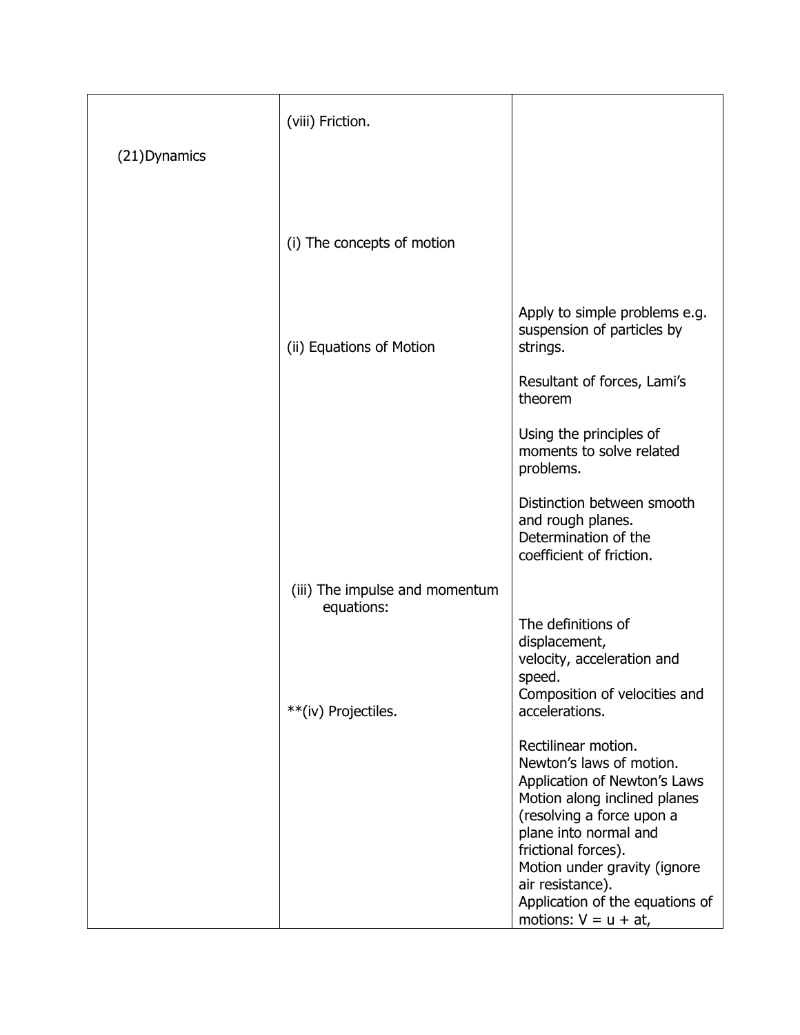|  |  |  |
|---|---|---|
| (21)Dynamics | (viii) Friction.<br><br>(i) The concepts of motion<br><br>(ii) Equations of Motion<br><br>(iii) The impulse and momentum equations:<br><br>**(iv) Projectiles. | Apply to simple problems e.g. suspension of particles by strings.<br><br>Resultant of forces, Lami's theorem<br><br>Using the principles of moments to solve related problems.<br><br>Distinction between smooth and rough planes. Determination of the coefficient of friction.<br><br>The definitions of displacement, velocity, acceleration and speed. Composition of velocities and accelerations.<br><br>Rectilinear motion. Newton's laws of motion. Application of Newton's Laws Motion along inclined planes (resolving a force upon a plane into normal and frictional forces). Motion under gravity (ignore air resistance). Application of the equations of motions: $V = u + at$, |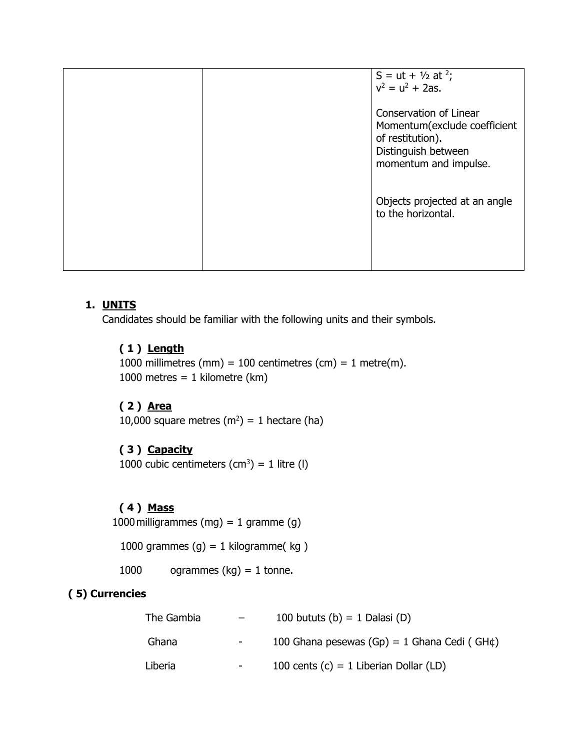|  |  | $S = ut + \frac{1}{2} at^2$;<br>$v^2 = u^2 + 2as$.<br><br>Conservation of Linear Momentum(exclude coefficient of restitution).<br>Distinguish between momentum and impulse.<br><br>Objects projected at an angle to the horizontal. |
|---|---|---|

1. **UNITS**

   Candidates should be familiar with the following units and their symbols.

   **( 1 ) Length**

   1000 millimetres (mm) = 100 centimetres (cm) = 1 metre(m).
   1000 metres = 1 kilometre (km)

   **( 2 ) Area**

   10,000 square metres ($m^2$) = 1 hectare (ha)

   **( 3 ) Capacity**

   1000 cubic centimeters ($cm^3$) = 1 litre (l)

   **( 4 ) Mass**

   1000 milligrammes (mg) = 1 gramme (g)

   1000 grammes (g) = 1 kilogramme( kg )

   1000 ogrammes (kg) = 1 tonne.

**( 5) Currencies**

| | | |
|---|---|---|
| The Gambia | – | 100 bututs (b) = 1 Dalasi (D) |
| Ghana | - | 100 Ghana pesewas (Gp) = 1 Ghana Cedi ( GH¢) |
| Liberia | - | 100 cents (c) = 1 Liberian Dollar (LD) |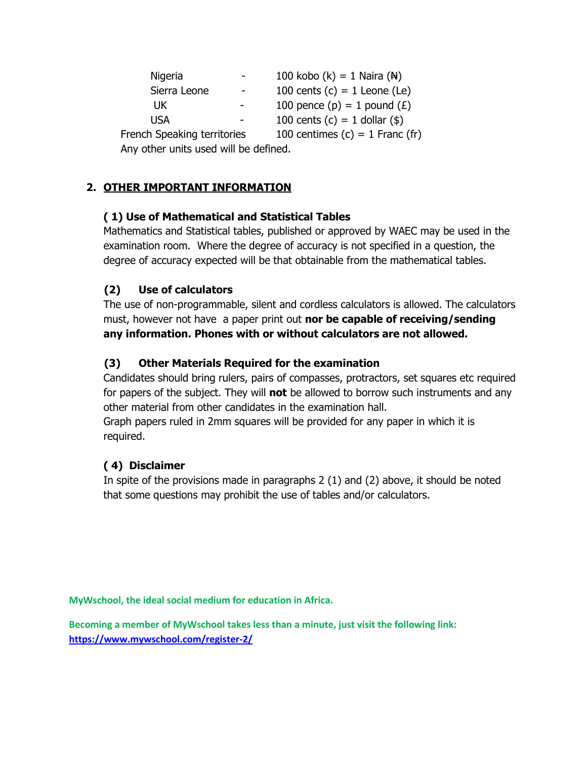| | | |
|---|---|---|
| Nigeria | - | 100 kobo (k) = 1 Naira (₦) |
| Sierra Leone | - | 100 cents (c) = 1 Leone (Le) |
| UK | - | 100 pence (p) = 1 pound (£) |
| USA | - | 100 cents (c) = 1 dollar ($) |
| French Speaking territories | | 100 centimes (c) = 1 Franc (fr) |

Any other units used will be defined.

## 2. OTHER IMPORTANT INFORMATION

### ( 1) Use of Mathematical and Statistical Tables

Mathematics and Statistical tables, published or approved by WAEC may be used in the examination room. Where the degree of accuracy is not specified in a question, the degree of accuracy expected will be that obtainable from the mathematical tables.

### (2) Use of calculators

The use of non-programmable, silent and cordless calculators is allowed. The calculators must, however not have a paper print out **nor be capable of receiving/sending any information. Phones with or without calculators are not allowed.**

### (3) Other Materials Required for the examination

Candidates should bring rulers, pairs of compasses, protractors, set squares etc required for papers of the subject. They will **not** be allowed to borrow such instruments and any other material from other candidates in the examination hall.

Graph papers ruled in 2mm squares will be provided for any paper in which it is required.

### ( 4) Disclaimer

In spite of the provisions made in paragraphs 2 (1) and (2) above, it should be noted that some questions may prohibit the use of tables and/or calculators.

**MyWschool, the ideal social medium for education in Africa.**

**Becoming a member of MyWschool takes less than a minute, just visit the following link:**
https://www.mywschool.com/register-2/